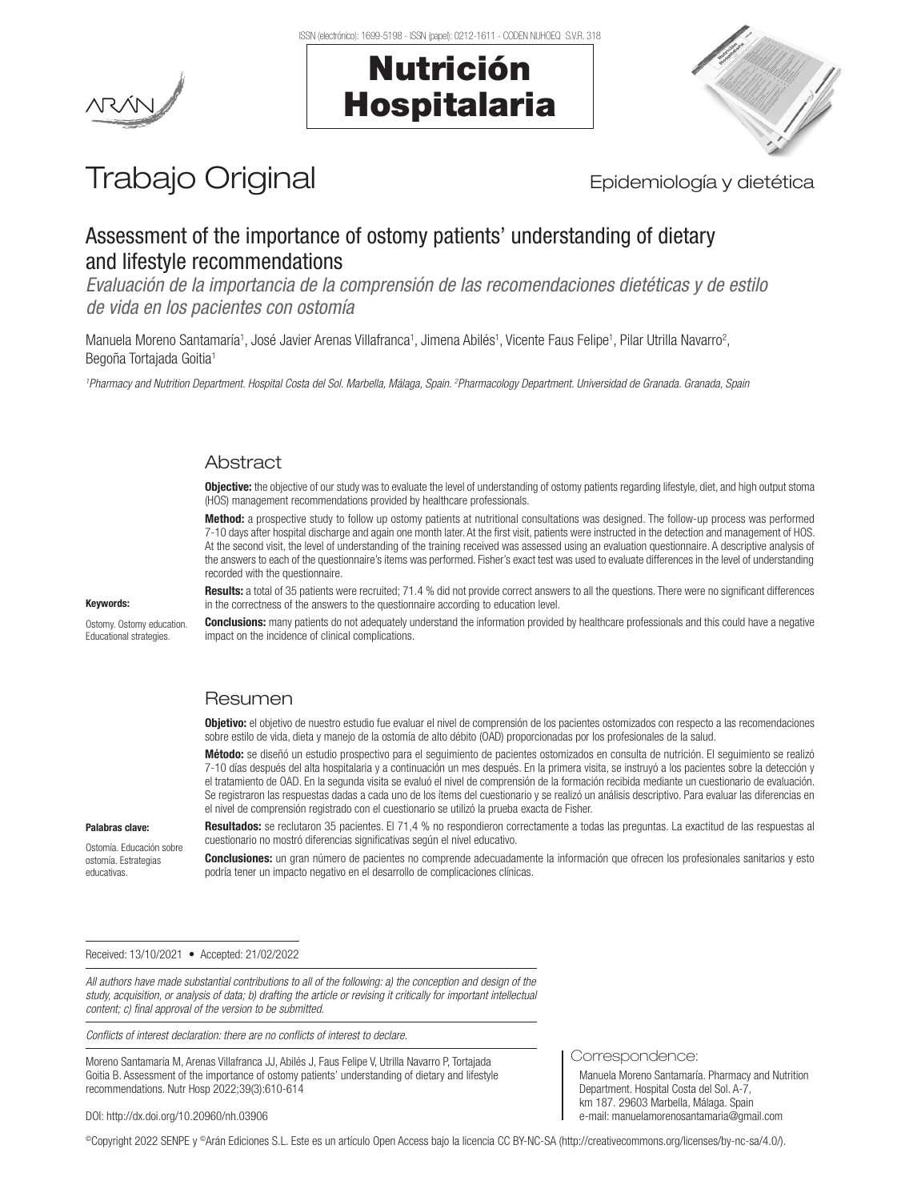Trabajo Original

Epidemiología y dietética

# Assessment of the importance of ostomy patients' understanding of dietary and lifestyle recommendations

*Evaluación de la importancia de la comprensión de las recomendaciones dietéticas y de estilo de vida en los pacientes con ostomía*

Manuela Moreno Santamaría[1], José Javier Arenas Villafranca[1], Jimena Abilés[1], Vicente Faus Felipe[1], Pilar Utrilla Navarro[2], Begoña Tortajada Goitia[1]

*[1]Pharmacy and Nutrition Department. Hospital Costa del Sol. Marbella, Málaga, Spain. [2]Pharmacology Department. Universidad de Granada. Granada, Spain*

## Abstract

**Objective:** the objective of our study was to evaluate the level of understanding of ostomy patients regarding lifestyle, diet, and high output stoma (HOS) management recommendations provided by healthcare professionals.

**Method:** a prospective study to follow up ostomy patients at nutritional consultations was designed. The follow-up process was performed 7-10 days after hospital discharge and again one month later. At the first visit, patients were instructed in the detection and management of HOS. At the second visit, the level of understanding of the training received was assessed using an evaluation questionnaire. A descriptive analysis of the answers to each of the questionnaire's items was performed. Fisher's exact test was used to evaluate differences in the level of understanding recorded with the questionnaire.

**Results:** a total of 35 patients were recruited; 71.4 % did not provide correct answers to all the questions. There were no significant differences in the correctness of the answers to the questionnaire according to education level.

**Conclusions:** many patients do not adequately understand the information provided by healthcare professionals and this could have a negative impact on the incidence of clinical complications.

**Keywords:**

Ostomy. Ostomy education. Educational strategies.

## Resumen

**Objetivo:** el objetivo de nuestro estudio fue evaluar el nivel de comprensión de los pacientes ostomizados con respecto a las recomendaciones sobre estilo de vida, dieta y manejo de la ostomía de alto débito (OAD) proporcionadas por los profesionales de la salud.

**Método:** se diseñó un estudio prospectivo para el seguimiento de pacientes ostomizados en consulta de nutrición. El seguimiento se realizó 7-10 días después del alta hospitalaria y a continuación un mes después. En la primera visita, se instruyó a los pacientes sobre la detección y el tratamiento de OAD. En la segunda visita se evaluó el nivel de comprensión de la formación recibida mediante un cuestionario de evaluación. Se registraron las respuestas dadas a cada uno de los ítems del cuestionario y se realizó un análisis descriptivo. Para evaluar las diferencias en el nivel de comprensión registrado con el cuestionario se utilizó la prueba exacta de Fisher.

**Resultados:** se reclutaron 35 pacientes. El 71,4 % no respondieron correctamente a todas las preguntas. La exactitud de las respuestas al cuestionario no mostró diferencias significativas según el nivel educativo.

**Conclusiones:** un gran número de pacientes no comprende adecuadamente la información que ofrecen los profesionales sanitarios y esto podría tener un impacto negativo en el desarrollo de complicaciones clínicas.

**Palabras clave:**

Ostomía. Educación sobre ostomía. Estrategias educativas.

Received: 13/10/2021 • Accepted: 21/02/2022

*All authors have made substantial contributions to all of the following: a) the conception and design of the study, acquisition, or analysis of data; b) drafting the article or revising it critically for important intellectual content; c) final approval of the version to be submitted.*

*Conflicts of interest declaration: there are no conflicts of interest to declare.*

Moreno Santamaría M, Arenas Villafranca JJ, Abilés J, Faus Felipe V, Utrilla Navarro P, Tortajada Goitia B. Assessment of the importance of ostomy patients' understanding of dietary and lifestyle recommendations. Nutr Hosp 2022;39(3):610-614

DOI: http://dx.doi.org/10.20960/nh.03906

Correspondence:

Manuela Moreno Santamaría. Pharmacy and Nutrition Department. Hospital Costa del Sol. A-7, km 187. 29603 Marbella, Málaga. Spain
e-mail: manuelamorenosantamaria@gmail.com

©Copyright 2022 SENPE y ©Arán Ediciones S.L. Este es un artículo Open Access bajo la licencia CC BY-NC-SA (http://creativecommons.org/licenses/by-nc-sa/4.0/).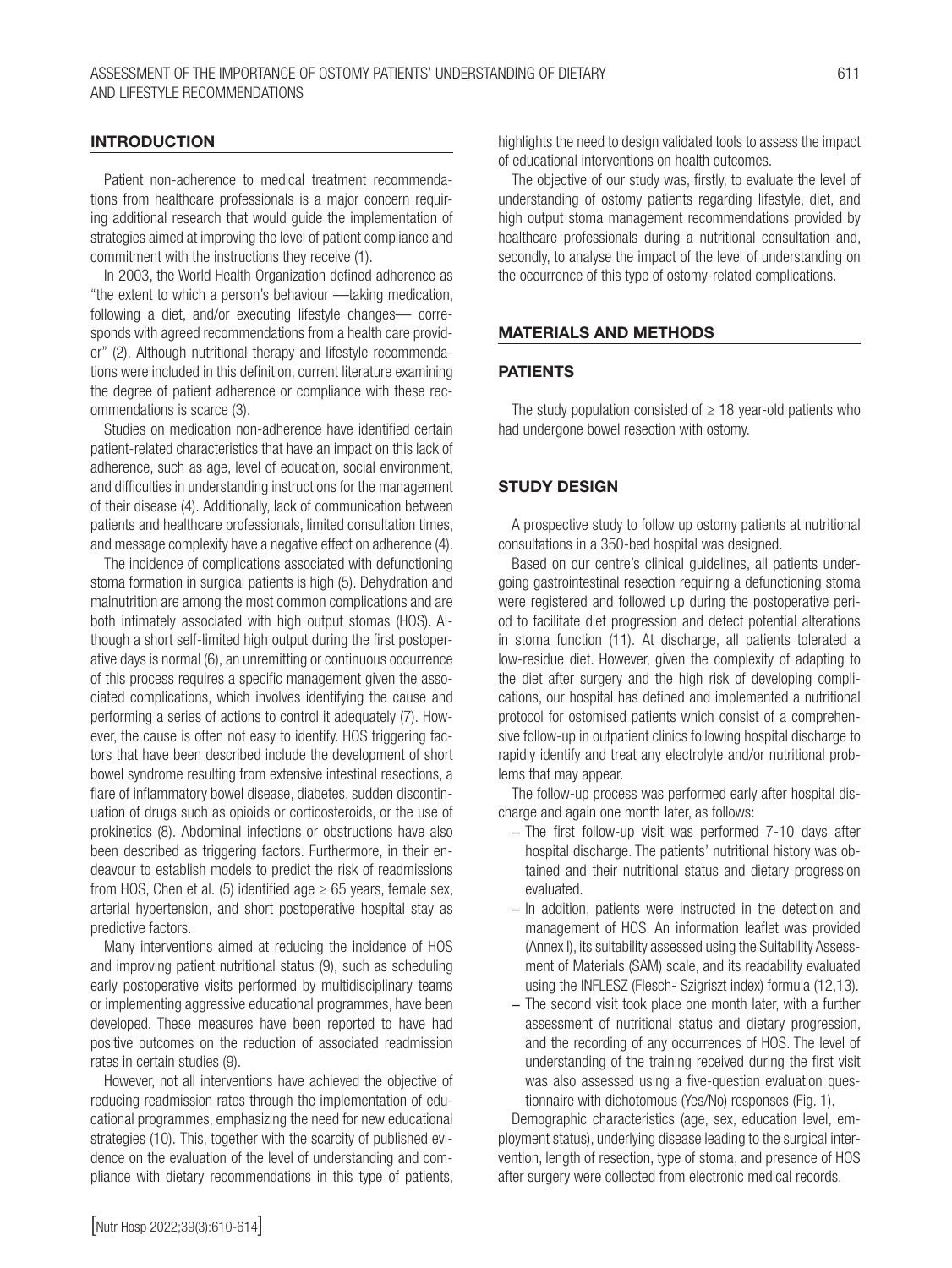## INTRODUCTION

Patient non-adherence to medical treatment recommendations from healthcare professionals is a major concern requiring additional research that would guide the implementation of strategies aimed at improving the level of patient compliance and commitment with the instructions they receive (1).

In 2003, the World Health Organization defined adherence as "the extent to which a person's behaviour —taking medication, following a diet, and/or executing lifestyle changes— corresponds with agreed recommendations from a health care provider" (2). Although nutritional therapy and lifestyle recommendations were included in this definition, current literature examining the degree of patient adherence or compliance with these recommendations is scarce (3).

Studies on medication non-adherence have identified certain patient-related characteristics that have an impact on this lack of adherence, such as age, level of education, social environment, and difficulties in understanding instructions for the management of their disease (4). Additionally, lack of communication between patients and healthcare professionals, limited consultation times, and message complexity have a negative effect on adherence (4).

The incidence of complications associated with defunctioning stoma formation in surgical patients is high (5). Dehydration and malnutrition are among the most common complications and are both intimately associated with high output stomas (HOS). Although a short self-limited high output during the first postoperative days is normal (6), an unremitting or continuous occurrence of this process requires a specific management given the associated complications, which involves identifying the cause and performing a series of actions to control it adequately (7). However, the cause is often not easy to identify. HOS triggering factors that have been described include the development of short bowel syndrome resulting from extensive intestinal resections, a flare of inflammatory bowel disease, diabetes, sudden discontinuation of drugs such as opioids or corticosteroids, or the use of prokinetics (8). Abdominal infections or obstructions have also been described as triggering factors. Furthermore, in their endeavour to establish models to predict the risk of readmissions from HOS, Chen et al. (5) identified age ≥ 65 years, female sex, arterial hypertension, and short postoperative hospital stay as predictive factors.

Many interventions aimed at reducing the incidence of HOS and improving patient nutritional status (9), such as scheduling early postoperative visits performed by multidisciplinary teams or implementing aggressive educational programmes, have been developed. These measures have been reported to have had positive outcomes on the reduction of associated readmission rates in certain studies (9).

However, not all interventions have achieved the objective of reducing readmission rates through the implementation of educational programmes, emphasizing the need for new educational strategies (10). This, together with the scarcity of published evidence on the evaluation of the level of understanding and compliance with dietary recommendations in this type of patients, highlights the need to design validated tools to assess the impact of educational interventions on health outcomes.

The objective of our study was, firstly, to evaluate the level of understanding of ostomy patients regarding lifestyle, diet, and high output stoma management recommendations provided by healthcare professionals during a nutritional consultation and, secondly, to analyse the impact of the level of understanding on the occurrence of this type of ostomy-related complications.

## MATERIALS AND METHODS

### PATIENTS

The study population consisted of ≥ 18 year-old patients who had undergone bowel resection with ostomy.

### STUDY DESIGN

A prospective study to follow up ostomy patients at nutritional consultations in a 350-bed hospital was designed.

Based on our centre's clinical guidelines, all patients undergoing gastrointestinal resection requiring a defunctioning stoma were registered and followed up during the postoperative period to facilitate diet progression and detect potential alterations in stoma function (11). At discharge, all patients tolerated a low-residue diet. However, given the complexity of adapting to the diet after surgery and the high risk of developing complications, our hospital has defined and implemented a nutritional protocol for ostomised patients which consist of a comprehensive follow-up in outpatient clinics following hospital discharge to rapidly identify and treat any electrolyte and/or nutritional problems that may appear.

The follow-up process was performed early after hospital discharge and again one month later, as follows:

- The first follow-up visit was performed 7-10 days after hospital discharge. The patients' nutritional history was obtained and their nutritional status and dietary progression evaluated.
- In addition, patients were instructed in the detection and management of HOS. An information leaflet was provided (Annex I), its suitability assessed using the Suitability Assessment of Materials (SAM) scale, and its readability evaluated using the INFLESZ (Flesch- Szigriszt index) formula (12,13).
- The second visit took place one month later, with a further assessment of nutritional status and dietary progression, and the recording of any occurrences of HOS. The level of understanding of the training received during the first visit was also assessed using a five-question evaluation questionnaire with dichotomous (Yes/No) responses (Fig. 1).

Demographic characteristics (age, sex, education level, employment status), underlying disease leading to the surgical intervention, length of resection, type of stoma, and presence of HOS after surgery were collected from electronic medical records.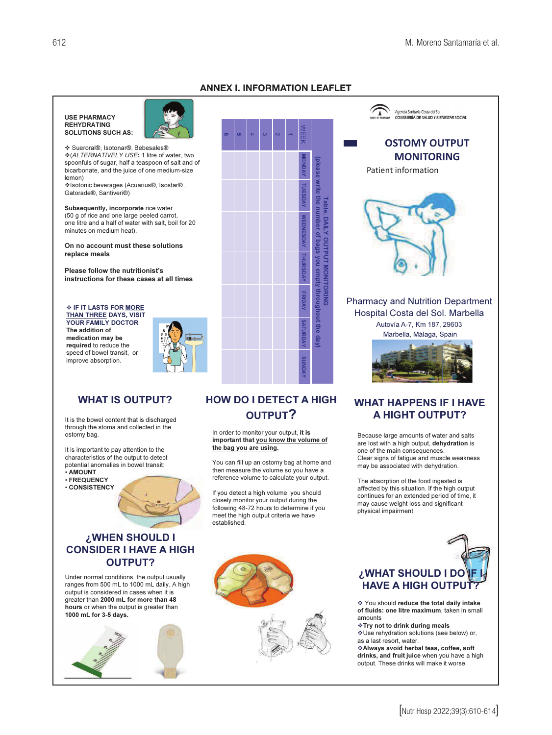# ANNEX I. INFORMATION LEAFLET

**USE PHARMACY REHYDRATING SOLUTIONS SUCH AS:**

❖ Sueroral®, Isotonar®, Bebesales®

❖(*ALTERNATIVELY USE***:** 1 litre of water, two spoonfuls of sugar, half a teaspoon of salt and of bicarbonate, and the juice of one medium-size lemon)

❖Isotonic beverages (Acuarius®, Isostar®, Gatorade®, Santiveri®)

**Subsequently, incorporate** rice water (50 g of rice and one large peeled carrot, one litre and a half of water with salt, boil for 20 minutes on medium heat).

**On no account must these solutions replace meals**

**Please follow the nutritionist's instructions for these cases at all times**

❖ **IF IT LASTS FOR MORE THAN THREE DAYS, VISIT YOUR FAMILY DOCTOR**
**The addition of medication may be required** to reduce the speed of bowel transit, or improve absorption.

**Table. DAILY OUTPUT MONITORING**
**(please write the number of bags you empty throughout the day)**

| WEEK | MONDAY | TUESDAY | WEDNESDAY | THURSDAY | FRIDAY | SATURDAY | SUNDAY |
|---|---|---|---|---|---|---|---|
| 1 | | | | | | | |
| 2 | | | | | | | |
| 3 | | | | | | | |
| 4 | | | | | | | |
| 5 | | | | | | | |
| 6 | | | | | | | |

Agencia Sanitaria Costa del Sol
JUNTA DE ANDALUCIA CONSEJERÍA DE SALUD Y BIENESTAR SOCIAL

## OSTOMY OUTPUT MONITORING

Patient information

Pharmacy and Nutrition Department
Hospital Costa del Sol. Marbella
Autovía A-7, Km 187, 29603
Marbella, Málaga, Spain

## WHAT IS OUTPUT?

It is the bowel content that is discharged through the stoma and collected in the ostomy bag.

It is important to pay attention to the characteristics of the output to detect potential anomalies in bowel transit:

- **AMOUNT**
- **FREQUENCY**
- **CONSISTENCY**

## ¿WHEN SHOULD I CONSIDER I HAVE A HIGH OUTPUT?

Under normal conditions, the output usually ranges from 500 mL to 1000 mL daily. A high output is considered in cases when it is greater than **2000 mL for more than 48 hours** or when the output is greater than **1000 mL for 3-5 days.**

## HOW DO I DETECT A HIGH OUTPUT?

In order to monitor your output, **it is important that you know the volume of the bag you are using.**

You can fill up an ostomy bag at home and then measure the volume so you have a reference volume to calculate your output.

If you detect a high volume, you should closely monitor your output during the following 48-72 hours to determine if you meet the high output criteria we have established.

## WHAT HAPPENS IF I HAVE A HIGHT OUTPUT?

Because large amounts of water and salts are lost with a high output, **dehydration** is one of the main consequences.
Clear signs of fatigue and muscle weakness may be associated with dehydration.

The absorption of the food ingested is affected by this situation. If the high output continues for an extended period of time, it may cause weight loss and significant physical impairment.

## ¿WHAT SHOULD I DO IF I HAVE A HIGH OUTPUT?

❖ You should **reduce the total daily intake of fluids: one litre maximum**, taken in small amounts

❖**Try not to drink during meals**

❖Use rehydration solutions (see below) or, as a last resort, water.

❖**Always avoid herbal teas, coffee, soft drinks, and fruit juice** when you have a high output. These drinks will make it worse.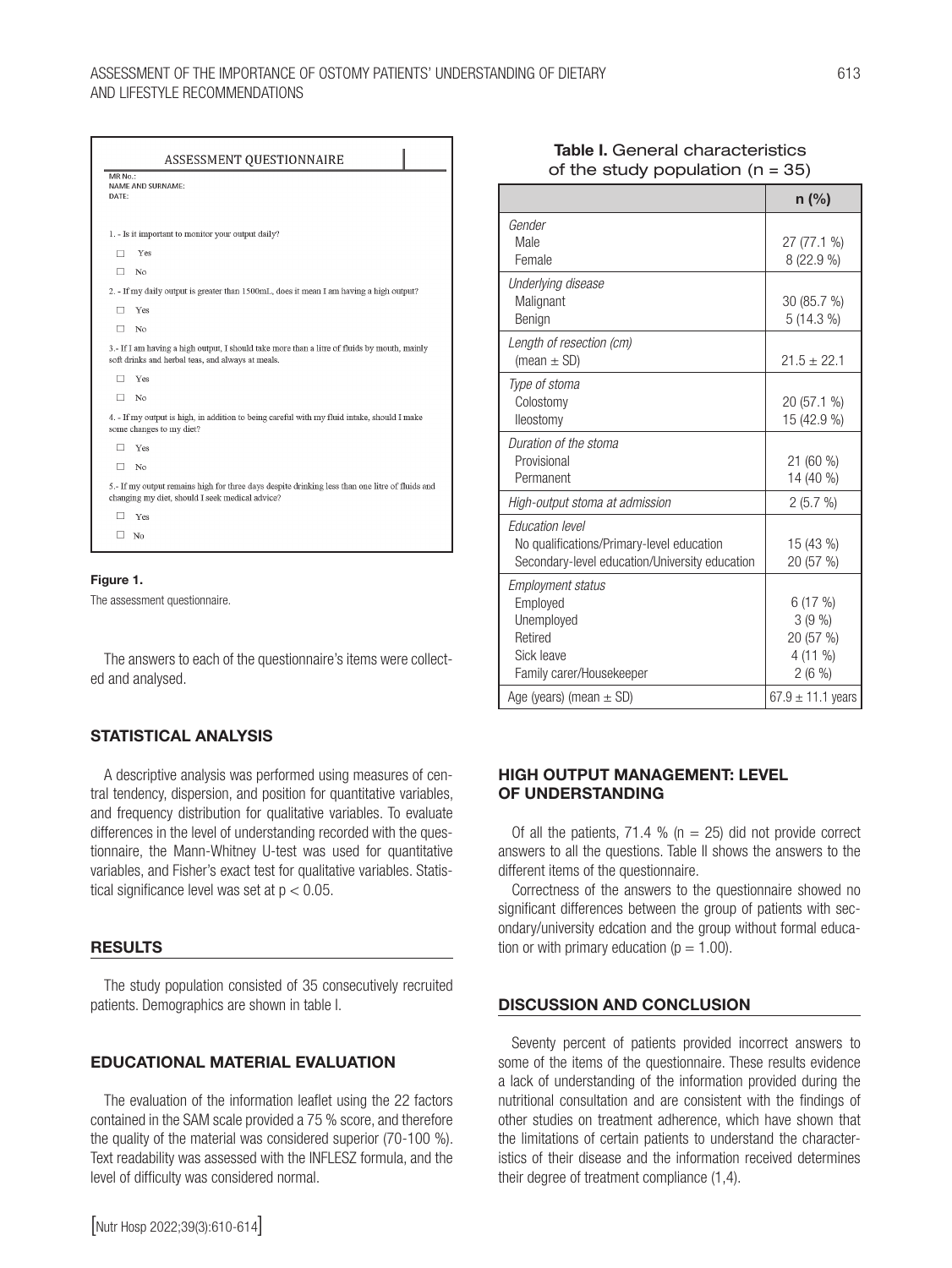ASSESSMENT QUESTIONNAIRE

MR No.:
NAME AND SURNAME:
DATE:

1. - Is it important to monitor your output daily?

- ☐ Yes
- ☐ No

2. - If my daily output is greater than 1500mL, does it mean I am having a high output?

- ☐ Yes
- ☐ No

3.- If I am having a high output, I should take more than a litre of fluids by mouth, mainly soft drinks and herbal teas, and always at meals.

- ☐ Yes
- ☐ No

4. - If my output is high, in addition to being careful with my fluid intake, should I make some changes to my diet?

- ☐ Yes
- ☐ No

5.- If my output remains high for three days despite drinking less than one litre of fluids and changing my diet, should I seek medical advice?

- ☐ Yes
- ☐ No

**Figure 1.**

The assessment questionnaire.

The answers to each of the questionnaire's items were collected and analysed.

## STATISTICAL ANALYSIS

A descriptive analysis was performed using measures of central tendency, dispersion, and position for quantitative variables, and frequency distribution for qualitative variables. To evaluate differences in the level of understanding recorded with the questionnaire, the Mann-Whitney U-test was used for quantitative variables, and Fisher's exact test for qualitative variables. Statistical significance level was set at $p < 0.05$.

## RESULTS

The study population consisted of 35 consecutively recruited patients. Demographics are shown in table I.

## EDUCATIONAL MATERIAL EVALUATION

The evaluation of the information leaflet using the 22 factors contained in the SAM scale provided a 75 % score, and therefore the quality of the material was considered superior (70-100 %). Text readability was assessed with the INFLESZ formula, and the level of difficulty was considered normal.

**Table I.** General characteristics of the study population (n = 35)

| | n (%) |
|---|---|
| *Gender* | |
| Male | 27 (77.1 %) |
| Female | 8 (22.9 %) |
| *Underlying disease* | |
| Malignant | 30 (85.7 %) |
| Benign | 5 (14.3 %) |
| *Length of resection (cm)* | |
| (mean ± SD) | 21.5 ± 22.1 |
| *Type of stoma* | |
| Colostomy | 20 (57.1 %) |
| Ileostomy | 15 (42.9 %) |
| *Duration of the stoma* | |
| Provisional | 21 (60 %) |
| Permanent | 14 (40 %) |
| *High-output stoma at admission* | 2 (5.7 %) |
| *Education level* | |
| No qualifications/Primary-level education | 15 (43 %) |
| Secondary-level education/University education | 20 (57 %) |
| *Employment status* | |
| Employed | 6 (17 %) |
| Unemployed | 3 (9 %) |
| Retired | 20 (57 %) |
| Sick leave | 4 (11 %) |
| Family carer/Housekeeper | 2 (6 %) |
| Age (years) (mean ± SD) | 67.9 ± 11.1 years |

## HIGH OUTPUT MANAGEMENT: LEVEL OF UNDERSTANDING

Of all the patients, 71.4 % (n = 25) did not provide correct answers to all the questions. Table II shows the answers to the different items of the questionnaire.

Correctness of the answers to the questionnaire showed no significant differences between the group of patients with secondary/university edcation and the group without formal education or with primary education ($p = 1.00$).

## DISCUSSION AND CONCLUSION

Seventy percent of patients provided incorrect answers to some of the items of the questionnaire. These results evidence a lack of understanding of the information provided during the nutritional consultation and are consistent with the findings of other studies on treatment adherence, which have shown that the limitations of certain patients to understand the characteristics of their disease and the information received determines their degree of treatment compliance (1,4).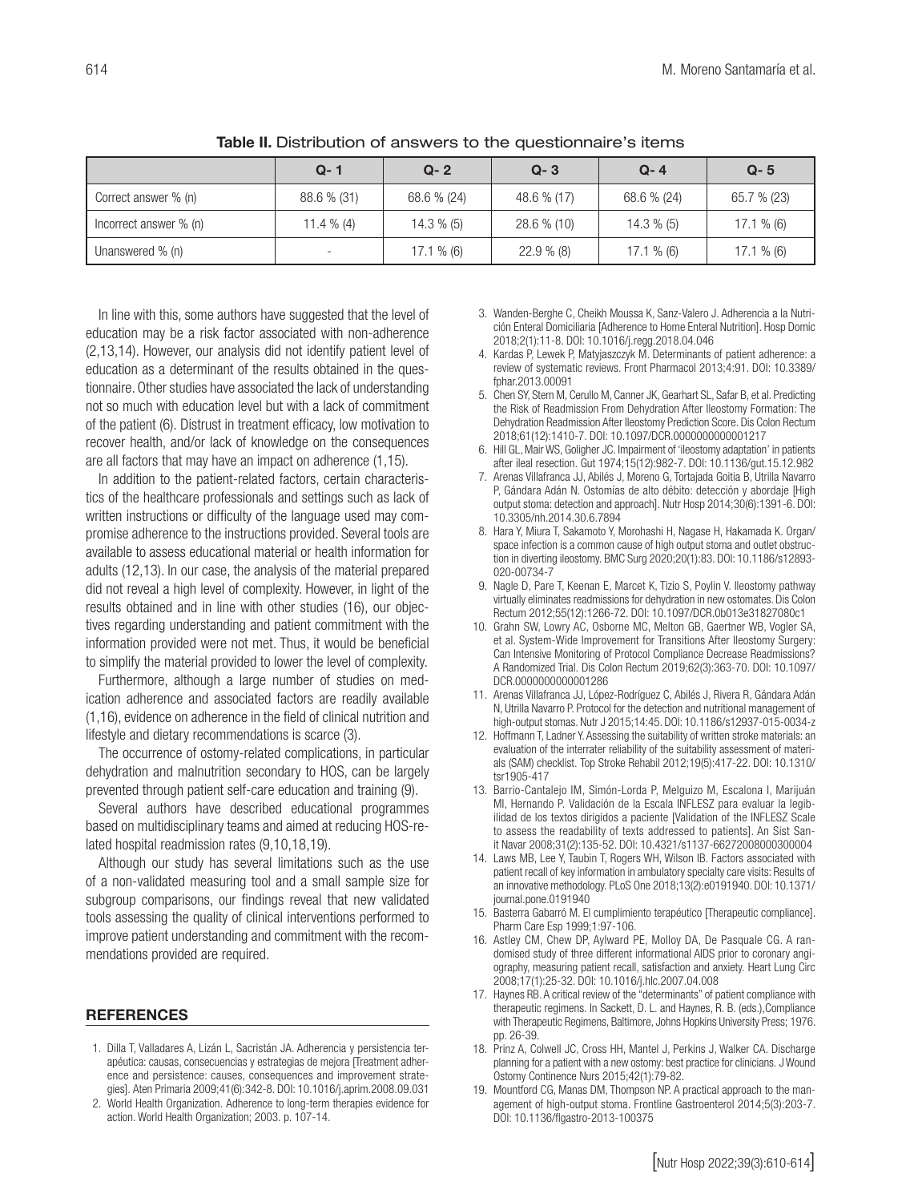**Table II.** Distribution of answers to the questionnaire's items

| | Q- 1 | Q- 2 | Q- 3 | Q- 4 | Q- 5 |
|---|---|---|---|---|---|
| Correct answer % (n) | 88.6 % (31) | 68.6 % (24) | 48.6 % (17) | 68.6 % (24) | 65.7 % (23) |
| Incorrect answer % (n) | 11.4 % (4) | 14.3 % (5) | 28.6 % (10) | 14.3 % (5) | 17.1 % (6) |
| Unanswered % (n) | - | 17.1 % (6) | 22.9 % (8) | 17.1 % (6) | 17.1 % (6) |

In line with this, some authors have suggested that the level of education may be a risk factor associated with non-adherence (2,13,14). However, our analysis did not identify patient level of education as a determinant of the results obtained in the questionnaire. Other studies have associated the lack of understanding not so much with education level but with a lack of commitment of the patient (6). Distrust in treatment efficacy, low motivation to recover health, and/or lack of knowledge on the consequences are all factors that may have an impact on adherence (1,15).

In addition to the patient-related factors, certain characteristics of the healthcare professionals and settings such as lack of written instructions or difficulty of the language used may compromise adherence to the instructions provided. Several tools are available to assess educational material or health information for adults (12,13). In our case, the analysis of the material prepared did not reveal a high level of complexity. However, in light of the results obtained and in line with other studies (16), our objectives regarding understanding and patient commitment with the information provided were not met. Thus, it would be beneficial to simplify the material provided to lower the level of complexity.

Furthermore, although a large number of studies on medication adherence and associated factors are readily available (1,16), evidence on adherence in the field of clinical nutrition and lifestyle and dietary recommendations is scarce (3).

The occurrence of ostomy-related complications, in particular dehydration and malnutrition secondary to HOS, can be largely prevented through patient self-care education and training (9).

Several authors have described educational programmes based on multidisciplinary teams and aimed at reducing HOS-related hospital readmission rates (9,10,18,19).

Although our study has several limitations such as the use of a non-validated measuring tool and a small sample size for subgroup comparisons, our findings reveal that new validated tools assessing the quality of clinical interventions performed to improve patient understanding and commitment with the recommendations provided are required.

## REFERENCES

1. Dilla T, Valladares A, Lizán L, Sacristán JA. Adherencia y persistencia terapéutica: causas, consecuencias y estrategias de mejora [Treatment adherence and persistence: causes, consequences and improvement strategies]. Aten Primaria 2009;41(6):342-8. DOI: 10.1016/j.aprim.2008.09.031
2. World Health Organization. Adherence to long-term therapies evidence for action. World Health Organization; 2003. p. 107-14.
3. Wanden-Berghe C, Cheikh Moussa K, Sanz-Valero J. Adherencia a la Nutrición Enteral Domiciliaria [Adherence to Home Enteral Nutrition]. Hosp Domic 2018;2(1):11-8. DOI: 10.1016/j.regg.2018.04.046
4. Kardas P, Lewek P, Matyjaszczyk M. Determinants of patient adherence: a review of systematic reviews. Front Pharmacol 2013;4:91. DOI: 10.3389/fphar.2013.00091
5. Chen SY, Stem M, Cerullo M, Canner JK, Gearhart SL, Safar B, et al. Predicting the Risk of Readmission From Dehydration After Ileostomy Formation: The Dehydration Readmission After Ileostomy Prediction Score. Dis Colon Rectum 2018;61(12):1410-7. DOI: 10.1097/DCR.0000000000001217
6. Hill GL, Mair WS, Goligher JC. Impairment of 'ileostomy adaptation' in patients after ileal resection. Gut 1974;15(12):982-7. DOI: 10.1136/gut.15.12.982
7. Arenas Villafranca JJ, Abilés J, Moreno G, Tortajada Goitia B, Utrilla Navarro P, Gándara Adán N. Ostomías de alto débito: detección y abordaje [High output stoma: detection and approach]. Nutr Hosp 2014;30(6):1391-6. DOI: 10.3305/nh.2014.30.6.7894
8. Hara Y, Miura T, Sakamoto Y, Morohashi H, Nagase H, Hakamada K. Organ/space infection is a common cause of high output stoma and outlet obstruction in diverting ileostomy. BMC Surg 2020;20(1):83. DOI: 10.1186/s12893-020-00734-7
9. Nagle D, Pare T, Keenan E, Marcet K, Tizio S, Poylin V. Ileostomy pathway virtually eliminates readmissions for dehydration in new ostomates. Dis Colon Rectum 2012;55(12):1266-72. DOI: 10.1097/DCR.0b013e31827080c1
10. Grahn SW, Lowry AC, Osborne MC, Melton GB, Gaertner WB, Vogler SA, et al. System-Wide Improvement for Transitions After Ileostomy Surgery: Can Intensive Monitoring of Protocol Compliance Decrease Readmissions? A Randomized Trial. Dis Colon Rectum 2019;62(3):363-70. DOI: 10.1097/DCR.0000000000001286
11. Arenas Villafranca JJ, López-Rodríguez C, Abilés J, Rivera R, Gándara Adán N, Utrilla Navarro P. Protocol for the detection and nutritional management of high-output stomas. Nutr J 2015;14:45. DOI: 10.1186/s12937-015-0034-z
12. Hoffmann T, Ladner Y. Assessing the suitability of written stroke materials: an evaluation of the interrater reliability of the suitability assessment of materials (SAM) checklist. Top Stroke Rehabil 2012;19(5):417-22. DOI: 10.1310/tsr1905-417
13. Barrio-Cantalejo IM, Simón-Lorda P, Melguizo M, Escalona I, Marijuán MI, Hernando P. Validación de la Escala INFLESZ para evaluar la legibilidad de los textos dirigidos a paciente [Validation of the INFLESZ Scale to assess the readability of texts addressed to patients]. An Sist Sanit Navar 2008;31(2):135-52. DOI: 10.4321/s1137-66272008000300004
14. Laws MB, Lee Y, Taubin T, Rogers WH, Wilson IB. Factors associated with patient recall of key information in ambulatory specialty care visits: Results of an innovative methodology. PLoS One 2018;13(2):e0191940. DOI: 10.1371/journal.pone.0191940
15. Basterra Gabarró M. El cumplimiento terapéutico [Therapeutic compliance]. Pharm Care Esp 1999;1:97-106.
16. Astley CM, Chew DP, Aylward PE, Molloy DA, De Pasquale CG. A randomised study of three different informational AIDS prior to coronary angiography, measuring patient recall, satisfaction and anxiety. Heart Lung Circ 2008;17(1):25-32. DOI: 10.1016/j.hlc.2007.04.008
17. Haynes RB. A critical review of the "determinants" of patient compliance with therapeutic regimens. In Sackett, D. L. and Haynes, R. B. (eds.),Compliance with Therapeutic Regimens, Baltimore, Johns Hopkins University Press; 1976. pp. 26-39.
18. Prinz A, Colwell JC, Cross HH, Mantel J, Perkins J, Walker CA. Discharge planning for a patient with a new ostomy: best practice for clinicians. J Wound Ostomy Continence Nurs 2015;42(1):79-82.
19. Mountford CG, Manas DM, Thompson NP. A practical approach to the management of high-output stoma. Frontline Gastroenterol 2014;5(3):203-7. DOI: 10.1136/flgastro-2013-100375